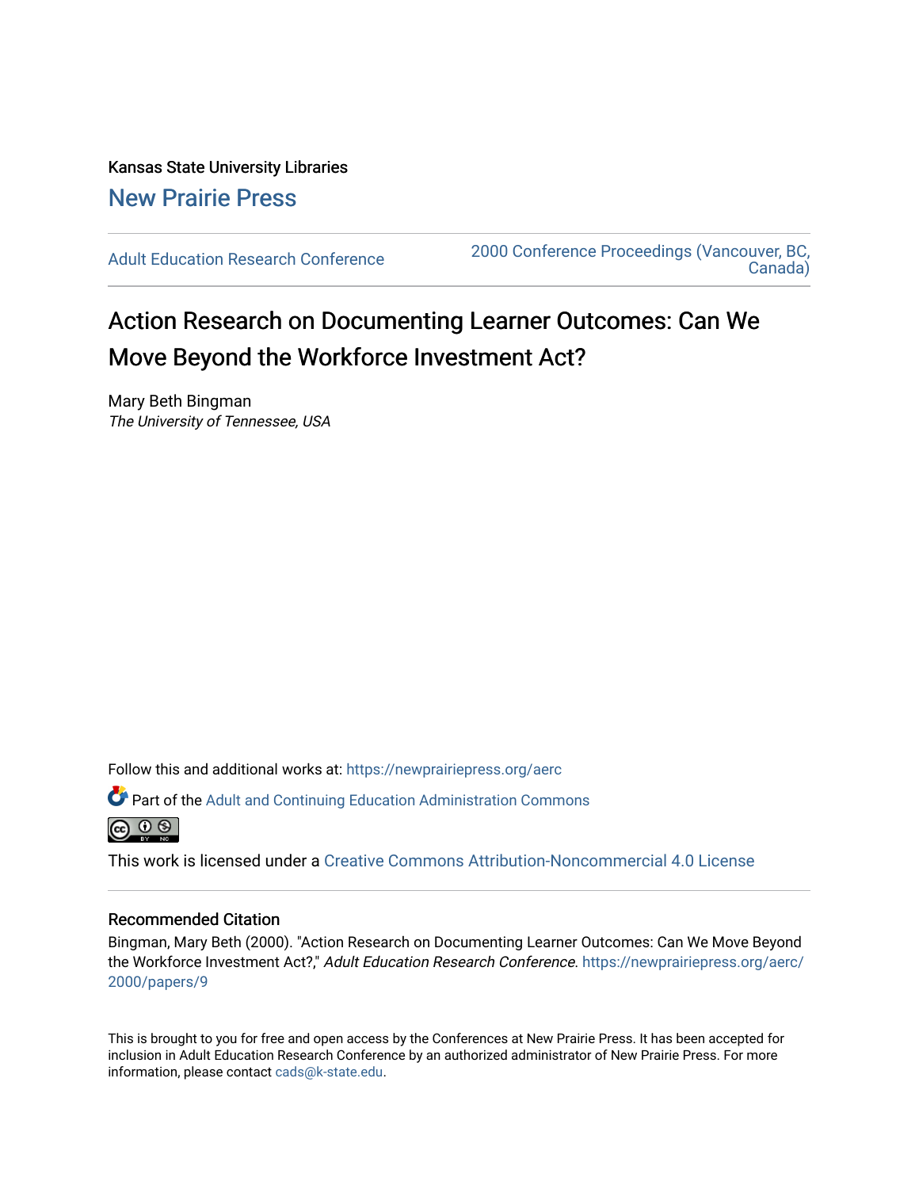Kansas State University Libraries

New Prairie Press

Adult Education Research Conference

2000 Conference Proceedings (Vancouver, BC, Canada)

# Action Research on Documenting Learner Outcomes: Can We Move Beyond the Workforce Investment Act?

Mary Beth Bingman
*The University of Tennessee, USA*

Follow this and additional works at: https://newprairiepress.org/aerc

Part of the Adult and Continuing Education Administration Commons

This work is licensed under a Creative Commons Attribution-Noncommercial 4.0 License

## Recommended Citation

Bingman, Mary Beth (2000). "Action Research on Documenting Learner Outcomes: Can We Move Beyond the Workforce Investment Act?," *Adult Education Research Conference*. https://newprairiepress.org/aerc/2000/papers/9

This is brought to you for free and open access by the Conferences at New Prairie Press. It has been accepted for inclusion in Adult Education Research Conference by an authorized administrator of New Prairie Press. For more information, please contact cads@k-state.edu.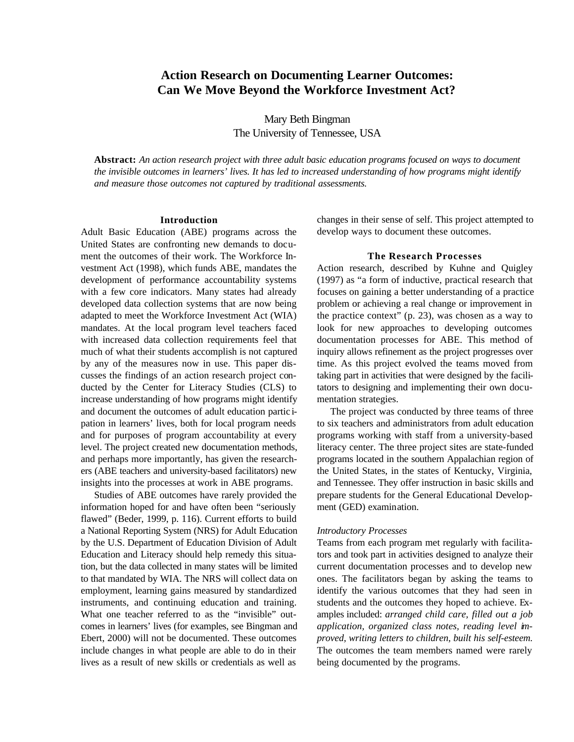# Action Research on Documenting Learner Outcomes: Can We Move Beyond the Workforce Investment Act?

Mary Beth Bingman
The University of Tennessee, USA

**Abstract:** *An action research project with three adult basic education programs focused on ways to document the invisible outcomes in learners' lives. It has led to increased understanding of how programs might identify and measure those outcomes not captured by traditional assessments.*

## Introduction

Adult Basic Education (ABE) programs across the United States are confronting new demands to document the outcomes of their work. The Workforce Investment Act (1998), which funds ABE, mandates the development of performance accountability systems with a few core indicators. Many states had already developed data collection systems that are now being adapted to meet the Workforce Investment Act (WIA) mandates. At the local program level teachers faced with increased data collection requirements feel that much of what their students accomplish is not captured by any of the measures now in use. This paper discusses the findings of an action research project conducted by the Center for Literacy Studies (CLS) to increase understanding of how programs might identify and document the outcomes of adult education participation in learners' lives, both for local program needs and for purposes of program accountability at every level. The project created new documentation methods, and perhaps more importantly, has given the researchers (ABE teachers and university-based facilitators) new insights into the processes at work in ABE programs.

Studies of ABE outcomes have rarely provided the information hoped for and have often been "seriously flawed" (Beder, 1999, p. 116). Current efforts to build a National Reporting System (NRS) for Adult Education by the U.S. Department of Education Division of Adult Education and Literacy should help remedy this situation, but the data collected in many states will be limited to that mandated by WIA. The NRS will collect data on employment, learning gains measured by standardized instruments, and continuing education and training. What one teacher referred to as the "invisible" outcomes in learners' lives (for examples, see Bingman and Ebert, 2000) will not be documented. These outcomes include changes in what people are able to do in their lives as a result of new skills or credentials as well as changes in their sense of self. This project attempted to develop ways to document these outcomes.

## The Research Processes

Action research, described by Kuhne and Quigley (1997) as "a form of inductive, practical research that focuses on gaining a better understanding of a practice problem or achieving a real change or improvement in the practice context" (p. 23), was chosen as a way to look for new approaches to developing outcomes documentation processes for ABE. This method of inquiry allows refinement as the project progresses over time. As this project evolved the teams moved from taking part in activities that were designed by the facilitators to designing and implementing their own documentation strategies.

The project was conducted by three teams of three to six teachers and administrators from adult education programs working with staff from a university-based literacy center. The three project sites are state-funded programs located in the southern Appalachian region of the United States, in the states of Kentucky, Virginia, and Tennessee. They offer instruction in basic skills and prepare students for the General Educational Development (GED) examination.

### *Introductory Processes*

Teams from each program met regularly with facilitators and took part in activities designed to analyze their current documentation processes and to develop new ones. The facilitators began by asking the teams to identify the various outcomes that they had seen in students and the outcomes they hoped to achieve. Examples included: *arranged child care, filled out a job application, organized class notes, reading level improved, writing letters to children, built his self-esteem.* The outcomes the team members named were rarely being documented by the programs.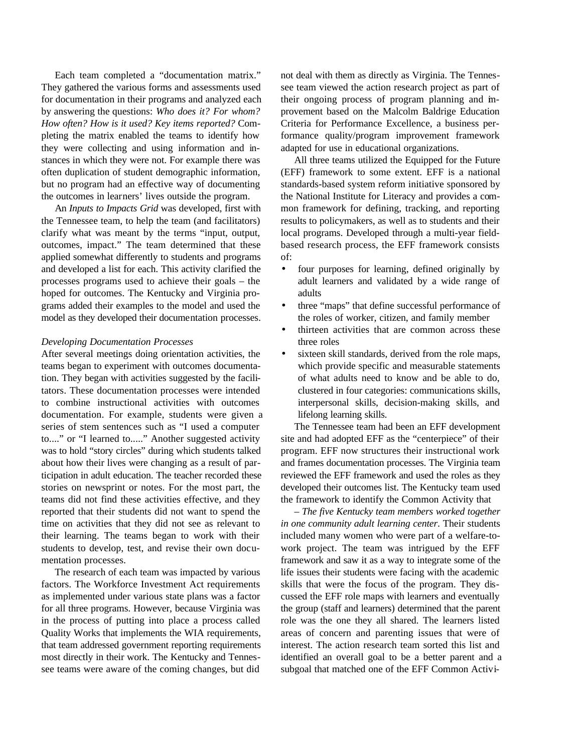Each team completed a "documentation matrix." They gathered the various forms and assessments used for documentation in their programs and analyzed each by answering the questions: *Who does it? For whom? How often? How is it used? Key items reported?* Completing the matrix enabled the teams to identify how they were collecting and using information and instances in which they were not. For example there was often duplication of student demographic information, but no program had an effective way of documenting the outcomes in learners' lives outside the program.

An *Inputs to Impacts Grid* was developed, first with the Tennessee team, to help the team (and facilitators) clarify what was meant by the terms "input, output, outcomes, impact." The team determined that these applied somewhat differently to students and programs and developed a list for each. This activity clarified the processes programs used to achieve their goals – the hoped for outcomes. The Kentucky and Virginia programs added their examples to the model and used the model as they developed their documentation processes.

*Developing Documentation Processes*

After several meetings doing orientation activities, the teams began to experiment with outcomes documentation. They began with activities suggested by the facilitators. These documentation processes were intended to combine instructional activities with outcomes documentation. For example, students were given a series of stem sentences such as "I used a computer to...." or "I learned to....." Another suggested activity was to hold "story circles" during which students talked about how their lives were changing as a result of participation in adult education. The teacher recorded these stories on newsprint or notes. For the most part, the teams did not find these activities effective, and they reported that their students did not want to spend the time on activities that they did not see as relevant to their learning. The teams began to work with their students to develop, test, and revise their own documentation processes.

The research of each team was impacted by various factors. The Workforce Investment Act requirements as implemented under various state plans was a factor for all three programs. However, because Virginia was in the process of putting into place a process called Quality Works that implements the WIA requirements, that team addressed government reporting requirements most directly in their work. The Kentucky and Tennessee teams were aware of the coming changes, but did not deal with them as directly as Virginia. The Tennessee team viewed the action research project as part of their ongoing process of program planning and improvement based on the Malcolm Baldrige Education Criteria for Performance Excellence, a business performance quality/program improvement framework adapted for use in educational organizations.

All three teams utilized the Equipped for the Future (EFF) framework to some extent. EFF is a national standards-based system reform initiative sponsored by the National Institute for Literacy and provides a common framework for defining, tracking, and reporting results to policymakers, as well as to students and their local programs. Developed through a multi-year field-based research process, the EFF framework consists of:

- four purposes for learning, defined originally by adult learners and validated by a wide range of adults
- three "maps" that define successful performance of the roles of worker, citizen, and family member
- thirteen activities that are common across these three roles
- sixteen skill standards, derived from the role maps, which provide specific and measurable statements of what adults need to know and be able to do, clustered in four categories: communications skills, interpersonal skills, decision-making skills, and lifelong learning skills.

The Tennessee team had been an EFF development site and had adopted EFF as the "centerpiece" of their program. EFF now structures their instructional work and frames documentation processes. The Virginia team reviewed the EFF framework and used the roles as they developed their outcomes list. The Kentucky team used the framework to identify the Common Activity that

*– The five Kentucky team members worked together in one community adult learning center.* Their students included many women who were part of a welfare-to-work project. The team was intrigued by the EFF framework and saw it as a way to integrate some of the life issues their students were facing with the academic skills that were the focus of the program. They discussed the EFF role maps with learners and eventually the group (staff and learners) determined that the parent role was the one they all shared. The learners listed areas of concern and parenting issues that were of interest. The action research team sorted this list and identified an overall goal to be a better parent and a subgoal that matched one of the EFF Common Activi-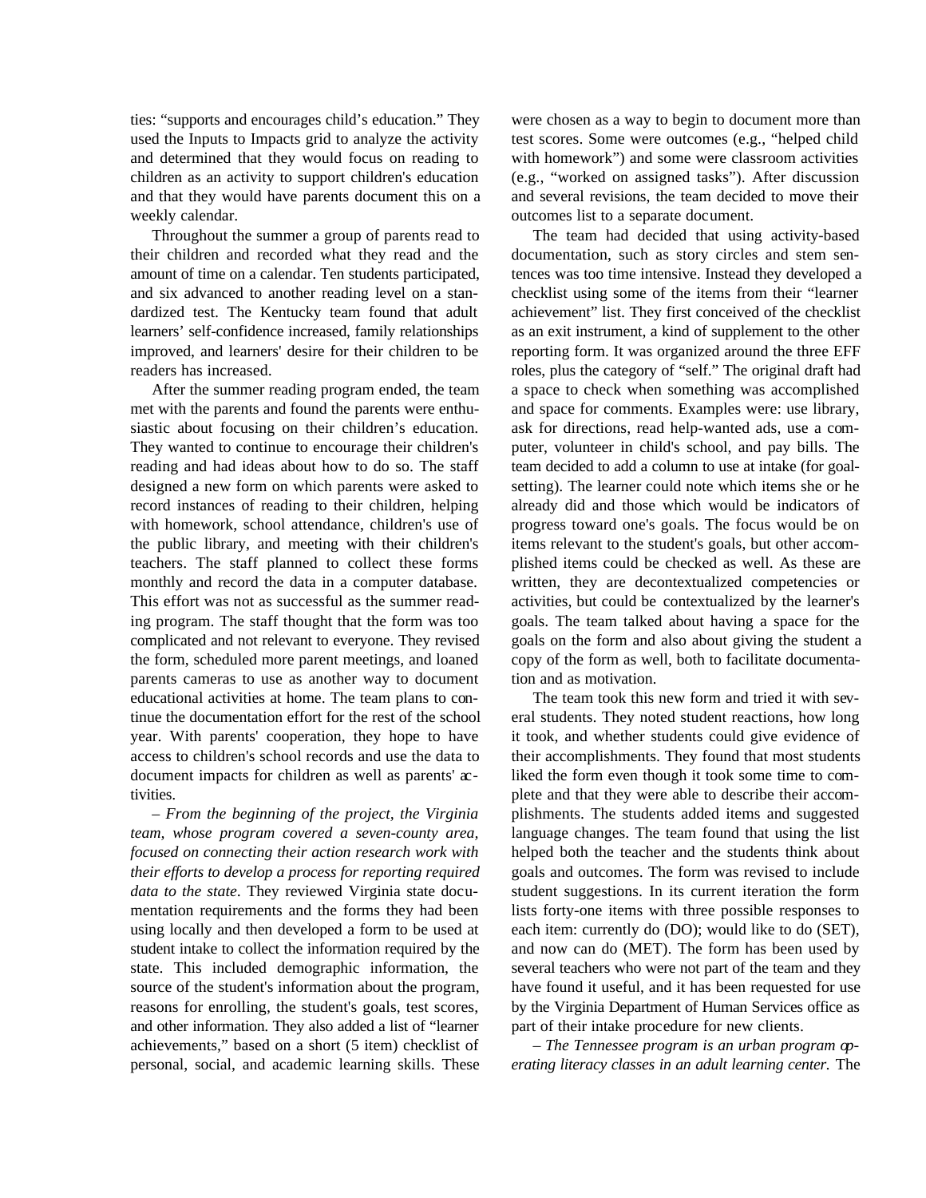ties: "supports and encourages child's education." They used the Inputs to Impacts grid to analyze the activity and determined that they would focus on reading to children as an activity to support children's education and that they would have parents document this on a weekly calendar.

Throughout the summer a group of parents read to their children and recorded what they read and the amount of time on a calendar. Ten students participated, and six advanced to another reading level on a standardized test. The Kentucky team found that adult learners' self-confidence increased, family relationships improved, and learners' desire for their children to be readers has increased.

After the summer reading program ended, the team met with the parents and found the parents were enthusiastic about focusing on their children's education. They wanted to continue to encourage their children's reading and had ideas about how to do so. The staff designed a new form on which parents were asked to record instances of reading to their children, helping with homework, school attendance, children's use of the public library, and meeting with their children's teachers. The staff planned to collect these forms monthly and record the data in a computer database. This effort was not as successful as the summer reading program. The staff thought that the form was too complicated and not relevant to everyone. They revised the form, scheduled more parent meetings, and loaned parents cameras to use as another way to document educational activities at home. The team plans to continue the documentation effort for the rest of the school year. With parents' cooperation, they hope to have access to children's school records and use the data to document impacts for children as well as parents' activities.

– *From the beginning of the project, the Virginia team, whose program covered a seven-county area, focused on connecting their action research work with their efforts to develop a process for reporting required data to the state*. They reviewed Virginia state documentation requirements and the forms they had been using locally and then developed a form to be used at student intake to collect the information required by the state. This included demographic information, the source of the student's information about the program, reasons for enrolling, the student's goals, test scores, and other information. They also added a list of "learner achievements," based on a short (5 item) checklist of personal, social, and academic learning skills. These were chosen as a way to begin to document more than test scores. Some were outcomes (e.g., "helped child with homework") and some were classroom activities (e.g., "worked on assigned tasks"). After discussion and several revisions, the team decided to move their outcomes list to a separate document.

The team had decided that using activity-based documentation, such as story circles and stem sentences was too time intensive. Instead they developed a checklist using some of the items from their "learner achievement" list. They first conceived of the checklist as an exit instrument, a kind of supplement to the other reporting form. It was organized around the three EFF roles, plus the category of "self." The original draft had a space to check when something was accomplished and space for comments. Examples were: use library, ask for directions, read help-wanted ads, use a computer, volunteer in child's school, and pay bills. The team decided to add a column to use at intake (for goal-setting). The learner could note which items she or he already did and those which would be indicators of progress toward one's goals. The focus would be on items relevant to the student's goals, but other accomplished items could be checked as well. As these are written, they are decontextualized competencies or activities, but could be contextualized by the learner's goals. The team talked about having a space for the goals on the form and also about giving the student a copy of the form as well, both to facilitate documentation and as motivation.

The team took this new form and tried it with several students. They noted student reactions, how long it took, and whether students could give evidence of their accomplishments. They found that most students liked the form even though it took some time to complete and that they were able to describe their accomplishments. The students added items and suggested language changes. The team found that using the list helped both the teacher and the students think about goals and outcomes. The form was revised to include student suggestions. In its current iteration the form lists forty-one items with three possible responses to each item: currently do (DO); would like to do (SET), and now can do (MET). The form has been used by several teachers who were not part of the team and they have found it useful, and it has been requested for use by the Virginia Department of Human Services office as part of their intake procedure for new clients.

– *The Tennessee program is an urban program operating literacy classes in an adult learning center.* The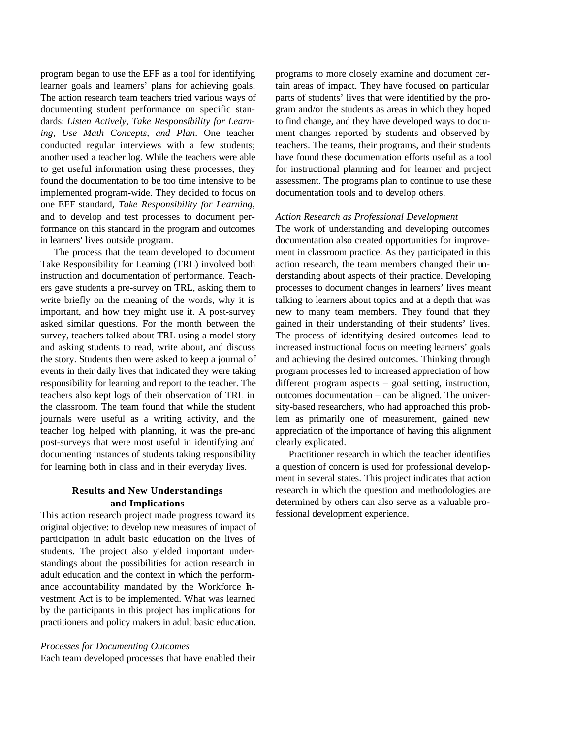program began to use the EFF as a tool for identifying learner goals and learners' plans for achieving goals. The action research team teachers tried various ways of documenting student performance on specific standards: *Listen Actively, Take Responsibility for Learning, Use Math Concepts, and Plan*. One teacher conducted regular interviews with a few students; another used a teacher log. While the teachers were able to get useful information using these processes, they found the documentation to be too time intensive to be implemented program-wide. They decided to focus on one EFF standard, *Take Responsibility for Learning*, and to develop and test processes to document performance on this standard in the program and outcomes in learners' lives outside program.

The process that the team developed to document Take Responsibility for Learning (TRL) involved both instruction and documentation of performance. Teachers gave students a pre-survey on TRL, asking them to write briefly on the meaning of the words, why it is important, and how they might use it. A post-survey asked similar questions. For the month between the survey, teachers talked about TRL using a model story and asking students to read, write about, and discuss the story. Students then were asked to keep a journal of events in their daily lives that indicated they were taking responsibility for learning and report to the teacher. The teachers also kept logs of their observation of TRL in the classroom. The team found that while the student journals were useful as a writing activity, and the teacher log helped with planning, it was the pre-and post-surveys that were most useful in identifying and documenting instances of students taking responsibility for learning both in class and in their everyday lives.

## Results and New Understandings and Implications

This action research project made progress toward its original objective: to develop new measures of impact of participation in adult basic education on the lives of students. The project also yielded important understandings about the possibilities for action research in adult education and the context in which the performance accountability mandated by the Workforce Investment Act is to be implemented. What was learned by the participants in this project has implications for practitioners and policy makers in adult basic education.

### *Processes for Documenting Outcomes*

Each team developed processes that have enabled their programs to more closely examine and document certain areas of impact. They have focused on particular parts of students' lives that were identified by the program and/or the students as areas in which they hoped to find change, and they have developed ways to document changes reported by students and observed by teachers. The teams, their programs, and their students have found these documentation efforts useful as a tool for instructional planning and for learner and project assessment. The programs plan to continue to use these documentation tools and to develop others.

### *Action Research as Professional Development*

The work of understanding and developing outcomes documentation also created opportunities for improvement in classroom practice. As they participated in this action research, the team members changed their understanding about aspects of their practice. Developing processes to document changes in learners' lives meant talking to learners about topics and at a depth that was new to many team members. They found that they gained in their understanding of their students' lives. The process of identifying desired outcomes lead to increased instructional focus on meeting learners' goals and achieving the desired outcomes. Thinking through program processes led to increased appreciation of how different program aspects – goal setting, instruction, outcomes documentation – can be aligned. The university-based researchers, who had approached this problem as primarily one of measurement, gained new appreciation of the importance of having this alignment clearly explicated.

Practitioner research in which the teacher identifies a question of concern is used for professional development in several states. This project indicates that action research in which the question and methodologies are determined by others can also serve as a valuable professional development experience.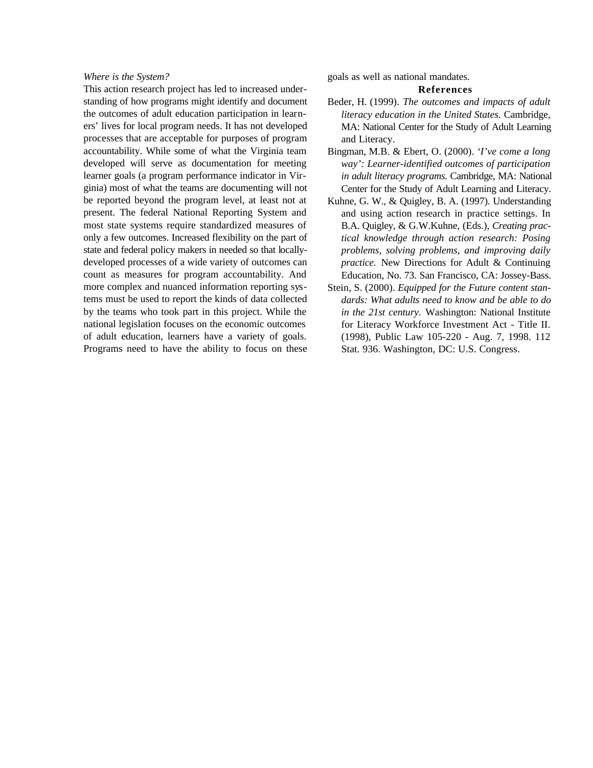*Where is the System?*

This action research project has led to increased understanding of how programs might identify and document the outcomes of adult education participation in learners' lives for local program needs. It has not developed processes that are acceptable for purposes of program accountability. While some of what the Virginia team developed will serve as documentation for meeting learner goals (a program performance indicator in Virginia) most of what the teams are documenting will not be reported beyond the program level, at least not at present. The federal National Reporting System and most state systems require standardized measures of only a few outcomes. Increased flexibility on the part of state and federal policy makers in needed so that locally-developed processes of a wide variety of outcomes can count as measures for program accountability. And more complex and nuanced information reporting systems must be used to report the kinds of data collected by the teams who took part in this project. While the national legislation focuses on the economic outcomes of adult education, learners have a variety of goals. Programs need to have the ability to focus on these goals as well as national mandates.

## References

Beder, H. (1999). *The outcomes and impacts of adult literacy education in the United States.* Cambridge, MA: National Center for the Study of Adult Learning and Literacy.

Bingman, M.B. & Ebert, O. (2000). *'I've come a long way': Learner-identified outcomes of participation in adult literacy programs.* Cambridge, MA: National Center for the Study of Adult Learning and Literacy.

Kuhne, G. W., & Quigley, B. A. (1997). Understanding and using action research in practice settings. In B.A. Quigley, & G.W.Kuhne, (Eds.), *Creating practical knowledge through action research: Posing problems, solving problems, and improving daily practice.* New Directions for Adult & Continuing Education, No. 73. San Francisco, CA: Jossey-Bass.

Stein, S. (2000). *Equipped for the Future content standards: What adults need to know and be able to do in the 21st century.* Washington: National Institute for Literacy Workforce Investment Act - Title II. (1998), Public Law 105-220 - Aug. 7, 1998. 112 Stat. 936. Washington, DC: U.S. Congress.